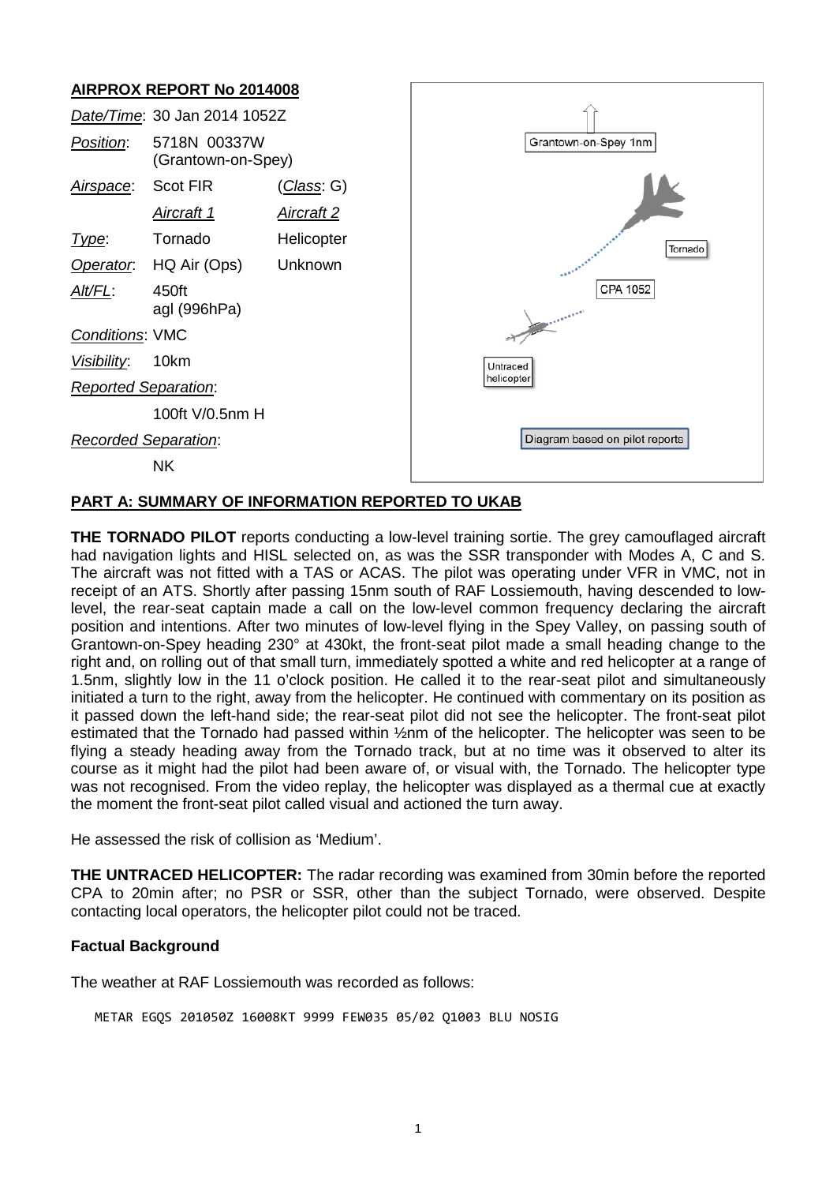## AIRPROX REPORT No 2014008

| | | |
|---|---|---|
| *Date/Time*: | 30 Jan 2014 1052Z | |
| *Position*: | 5718N 00337W (Grantown-on-Spey) | |
| *Airspace*: | Scot FIR | (*Class*: G) |
| | *Aircraft 1* | *Aircraft 2* |
| *Type*: | Tornado | Helicopter |
| *Operator*: | HQ Air (Ops) | Unknown |
| *Alt/FL*: | 450ft agl (996hPa) | |
| *Conditions*: | VMC | |
| *Visibility*: | 10km | |
| *Reported Separation*: | | |
| | 100ft V/0.5nm H | |
| *Recorded Separation*: | | |
| | NK | |

Grantown-on-Spey 1nm

Tornado

CPA 1052

Untraced helicopter

Diagram based on pilot reports

## PART A: SUMMARY OF INFORMATION REPORTED TO UKAB

**THE TORNADO PILOT** reports conducting a low-level training sortie. The grey camouflaged aircraft had navigation lights and HISL selected on, as was the SSR transponder with Modes A, C and S. The aircraft was not fitted with a TAS or ACAS. The pilot was operating under VFR in VMC, not in receipt of an ATS. Shortly after passing 15nm south of RAF Lossiemouth, having descended to low-level, the rear-seat captain made a call on the low-level common frequency declaring the aircraft position and intentions. After two minutes of low-level flying in the Spey Valley, on passing south of Grantown-on-Spey heading 230° at 430kt, the front-seat pilot made a small heading change to the right and, on rolling out of that small turn, immediately spotted a white and red helicopter at a range of 1.5nm, slightly low in the 11 o'clock position. He called it to the rear-seat pilot and simultaneously initiated a turn to the right, away from the helicopter. He continued with commentary on its position as it passed down the left-hand side; the rear-seat pilot did not see the helicopter. The front-seat pilot estimated that the Tornado had passed within ½nm of the helicopter. The helicopter was seen to be flying a steady heading away from the Tornado track, but at no time was it observed to alter its course as it might had the pilot had been aware of, or visual with, the Tornado. The helicopter type was not recognised. From the video replay, the helicopter was displayed as a thermal cue at exactly the moment the front-seat pilot called visual and actioned the turn away.

He assessed the risk of collision as 'Medium'.

**THE UNTRACED HELICOPTER:** The radar recording was examined from 30min before the reported CPA to 20min after; no PSR or SSR, other than the subject Tornado, were observed. Despite contacting local operators, the helicopter pilot could not be traced.

### Factual Background

The weather at RAF Lossiemouth was recorded as follows:

```
METAR EGQS 201050Z 16008KT 9999 FEW035 05/02 Q1003 BLU NOSIG
```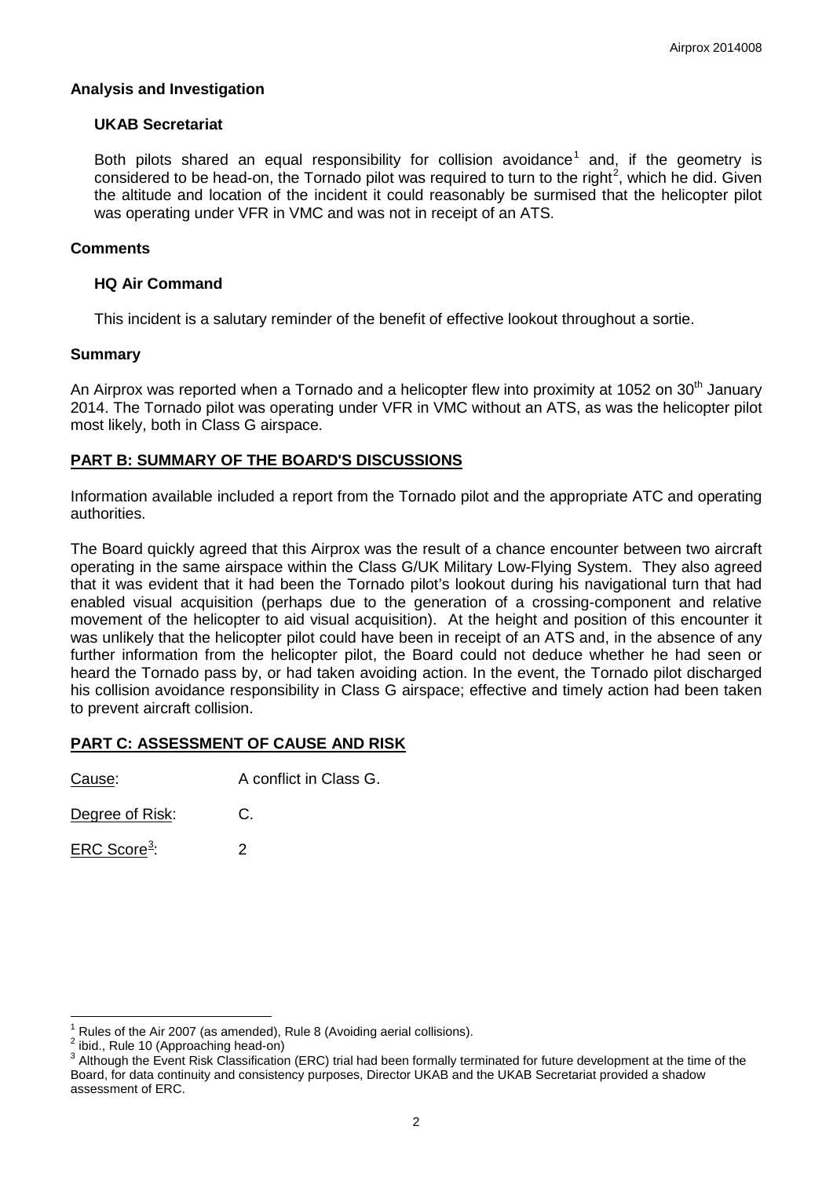## Analysis and Investigation

### UKAB Secretariat

Both pilots shared an equal responsibility for collision avoidance[1] and, if the geometry is considered to be head-on, the Tornado pilot was required to turn to the right[2], which he did. Given the altitude and location of the incident it could reasonably be surmised that the helicopter pilot was operating under VFR in VMC and was not in receipt of an ATS.

## Comments

### HQ Air Command

This incident is a salutary reminder of the benefit of effective lookout throughout a sortie.

## Summary

An Airprox was reported when a Tornado and a helicopter flew into proximity at 1052 on 30th January 2014. The Tornado pilot was operating under VFR in VMC without an ATS, as was the helicopter pilot most likely, both in Class G airspace.

## PART B: SUMMARY OF THE BOARD'S DISCUSSIONS

Information available included a report from the Tornado pilot and the appropriate ATC and operating authorities.

The Board quickly agreed that this Airprox was the result of a chance encounter between two aircraft operating in the same airspace within the Class G/UK Military Low-Flying System. They also agreed that it was evident that it had been the Tornado pilot's lookout during his navigational turn that had enabled visual acquisition (perhaps due to the generation of a crossing-component and relative movement of the helicopter to aid visual acquisition). At the height and position of this encounter it was unlikely that the helicopter pilot could have been in receipt of an ATS and, in the absence of any further information from the helicopter pilot, the Board could not deduce whether he had seen or heard the Tornado pass by, or had taken avoiding action. In the event, the Tornado pilot discharged his collision avoidance responsibility in Class G airspace; effective and timely action had been taken to prevent aircraft collision.

## PART C: ASSESSMENT OF CAUSE AND RISK

Cause: A conflict in Class G.

Degree of Risk: C.

ERC Score[3]: 2

---

[1] Rules of the Air 2007 (as amended), Rule 8 (Avoiding aerial collisions).

[2] ibid., Rule 10 (Approaching head-on)

[3] Although the Event Risk Classification (ERC) trial had been formally terminated for future development at the time of the Board, for data continuity and consistency purposes, Director UKAB and the UKAB Secretariat provided a shadow assessment of ERC.